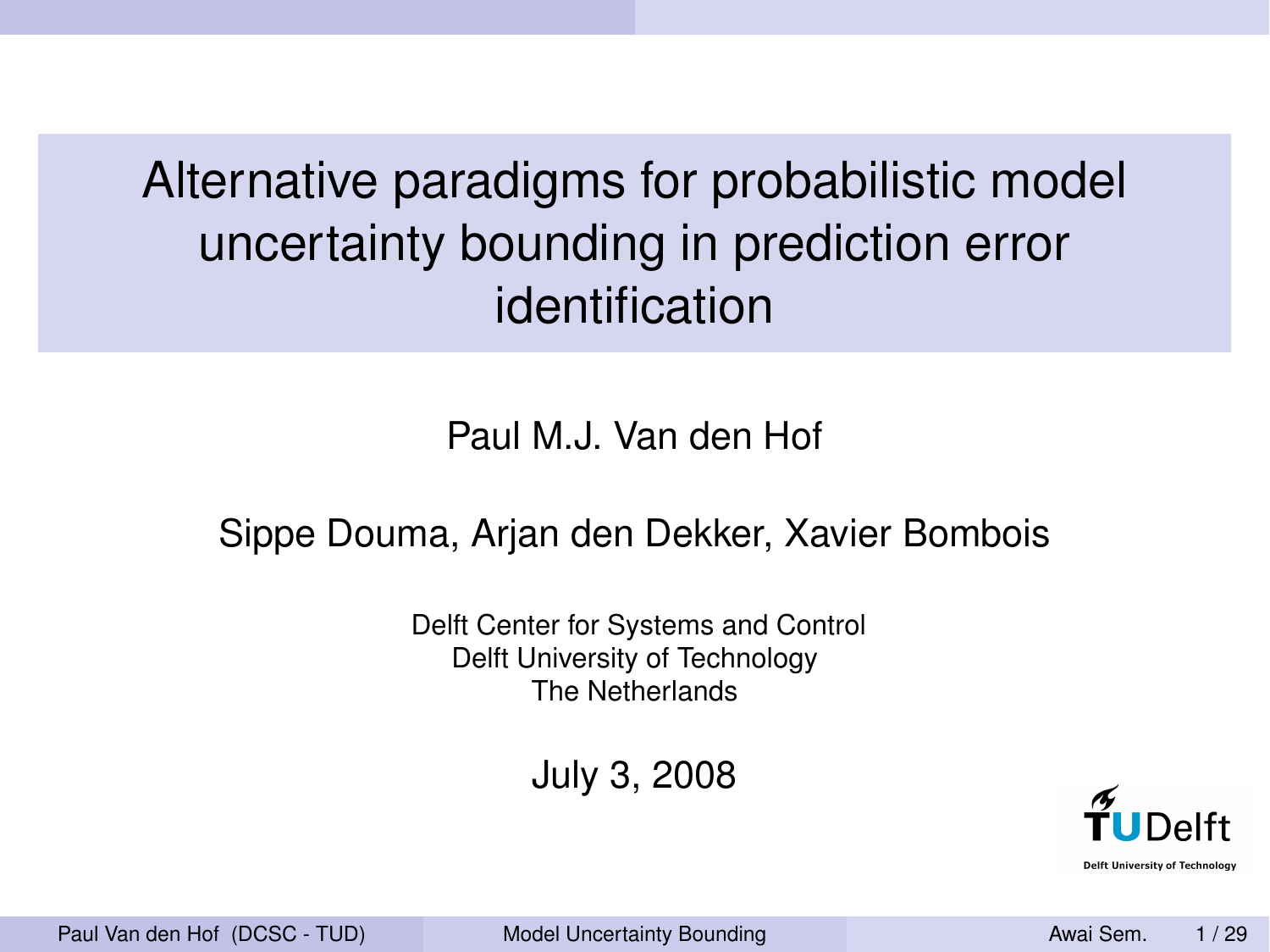# Alternative paradigms for probabilistic model uncertainty bounding in prediction error identification

Paul M.J. Van den Hof

Sippe Douma, Arjan den Dekker, Xavier Bombois

Delft Center for Systems and Control
Delft University of Technology
The Netherlands

July 3, 2008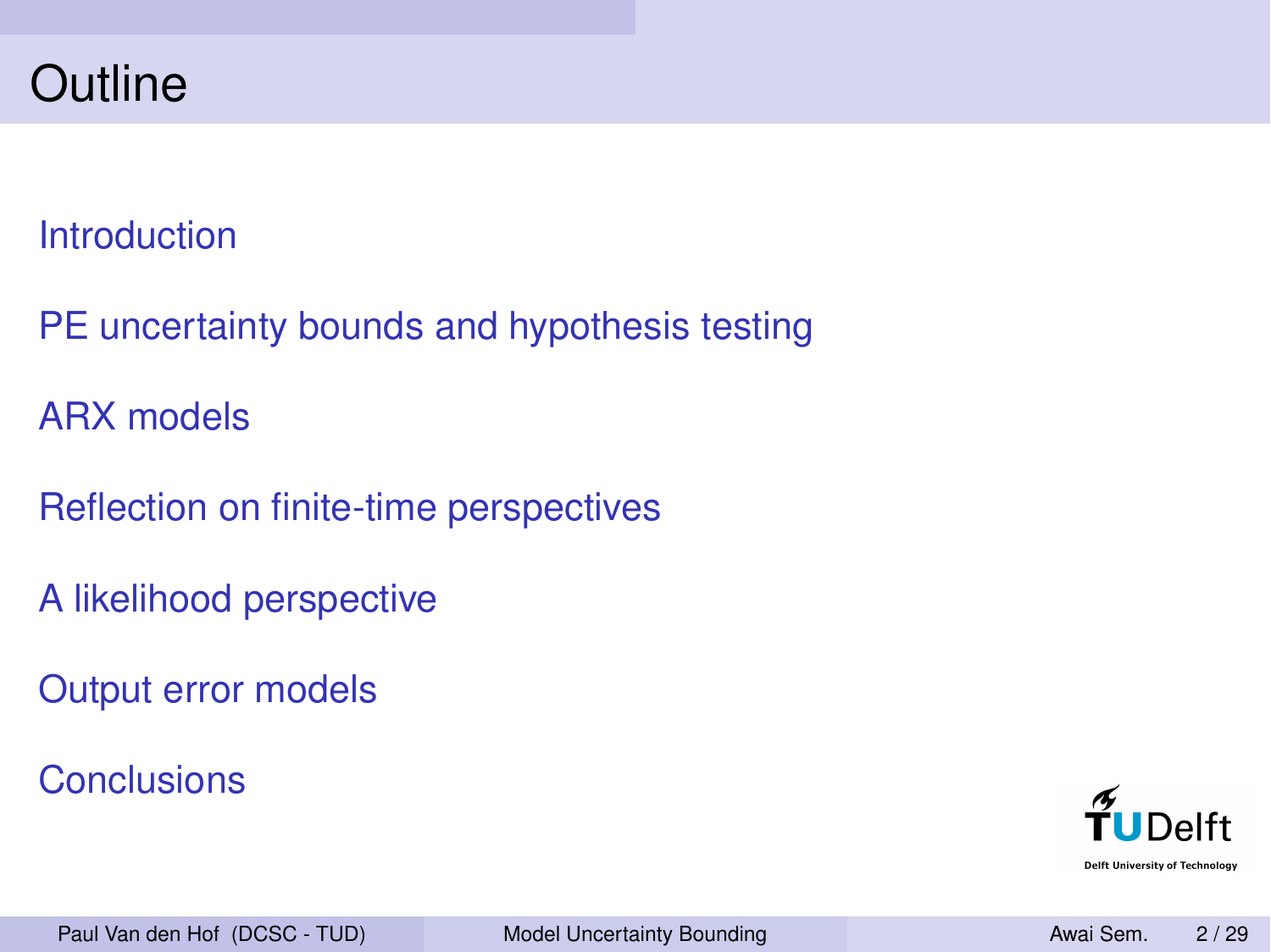# Outline

- Introduction
- PE uncertainty bounds and hypothesis testing
- ARX models
- Reflection on finite-time perspectives
- A likelihood perspective
- Output error models
- Conclusions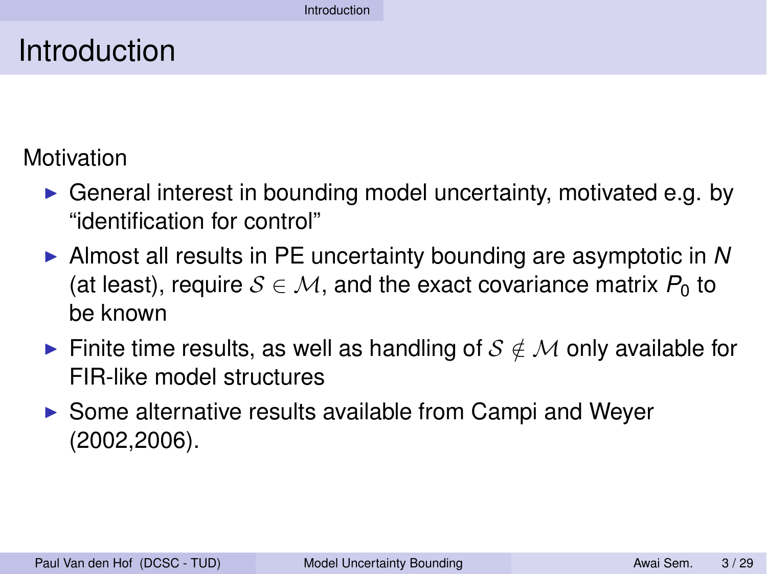# Introduction

Motivation

- General interest in bounding model uncertainty, motivated e.g. by "identification for control"
- Almost all results in PE uncertainty bounding are asymptotic in $N$ (at least), require $\mathcal{S} \in \mathcal{M}$, and the exact covariance matrix $P_0$ to be known
- Finite time results, as well as handling of $\mathcal{S} \notin \mathcal{M}$ only available for FIR-like model structures
- Some alternative results available from Campi and Weyer (2002,2006).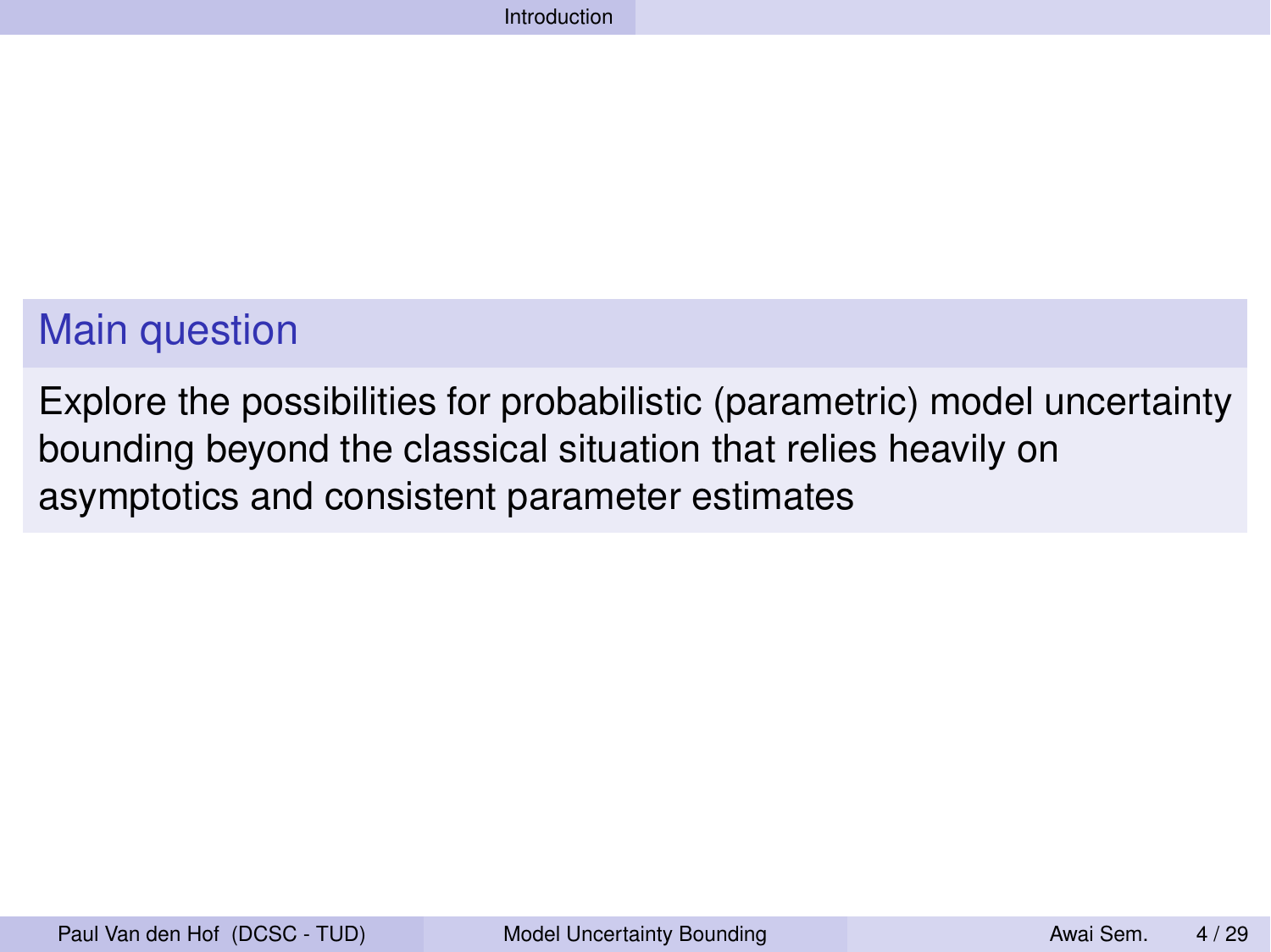## Main question

Explore the possibilities for probabilistic (parametric) model uncertainty bounding beyond the classical situation that relies heavily on asymptotics and consistent parameter estimates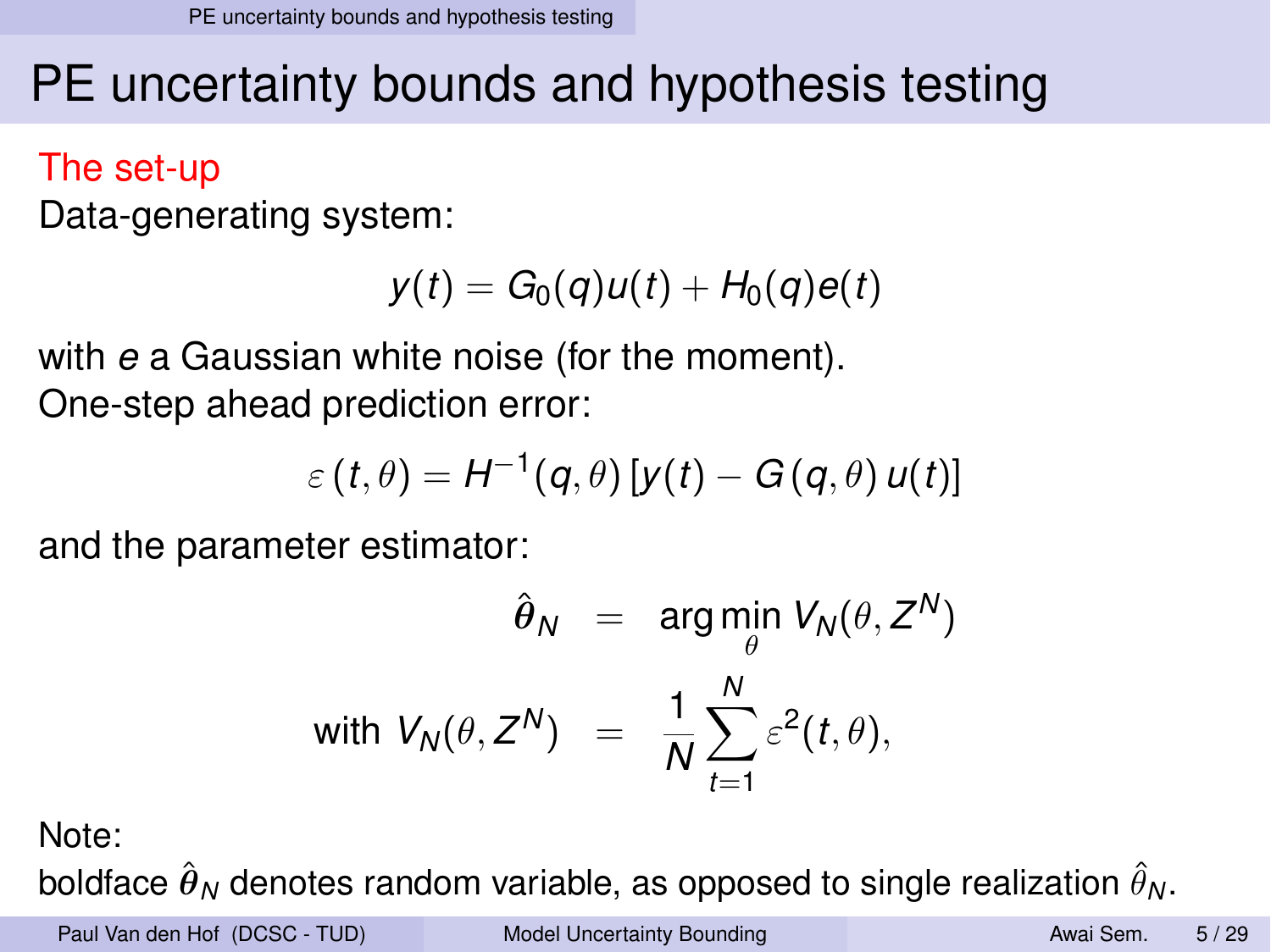# PE uncertainty bounds and hypothesis testing

**The set-up**

Data-generating system:

$$y(t) = G_0(q)u(t) + H_0(q)e(t)$$

with $e$ a Gaussian white noise (for the moment).

One-step ahead prediction error:

$$\varepsilon(t,\theta) = H^{-1}(q,\theta)\left[y(t) - G(q,\theta)u(t)\right]$$

and the parameter estimator:

$$\begin{aligned} \hat{\boldsymbol{\theta}}_N &= \arg\min_{\theta} V_N(\theta, Z^N) \\ \text{with } V_N(\theta, Z^N) &= \frac{1}{N}\sum_{t=1}^{N} \varepsilon^2(t,\theta), \end{aligned}$$

Note:
boldface $\hat{\boldsymbol{\theta}}_N$ denotes random variable, as opposed to single realization $\hat{\theta}_N$.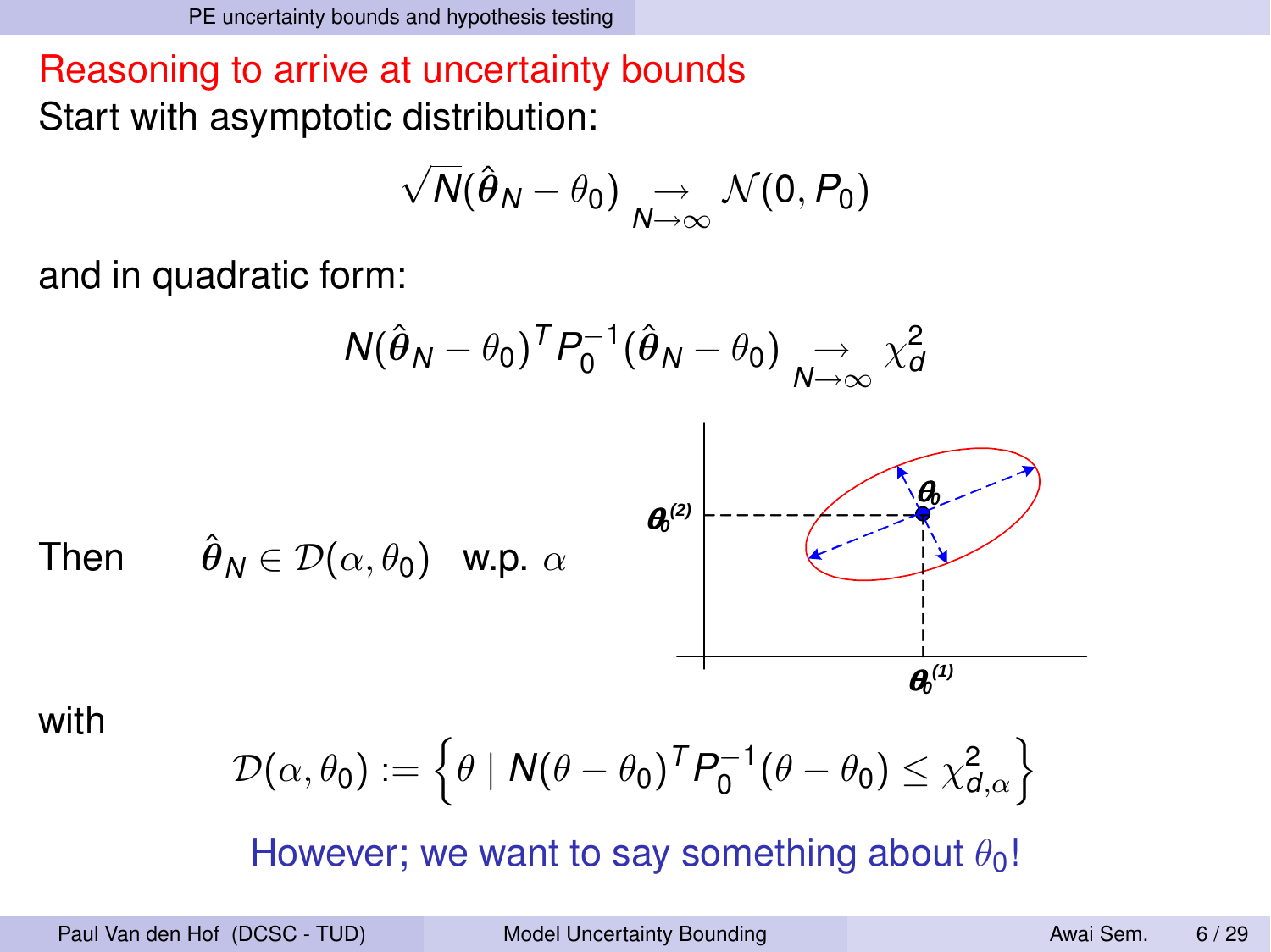## Reasoning to arrive at uncertainty bounds

Start with asymptotic distribution:

$$\sqrt{N}(\hat{\boldsymbol{\theta}}_N - \theta_0) \underset{N\to\infty}{\to} \mathcal{N}(0, P_0)$$

and in quadratic form:

$$N(\hat{\boldsymbol{\theta}}_N - \theta_0)^T P_0^{-1}(\hat{\boldsymbol{\theta}}_N - \theta_0) \underset{N\to\infty}{\to} \chi^2_d$$

Then $\quad \hat{\boldsymbol{\theta}}_N \in \mathcal{D}(\alpha, \theta_0)$ w.p. $\alpha$

with

$$\mathcal{D}(\alpha, \theta_0) := \left\{ \theta \mid N(\theta - \theta_0)^T P_0^{-1}(\theta - \theta_0) \leq \chi^2_{d,\alpha} \right\}$$

However; we want to say something about $\theta_0$!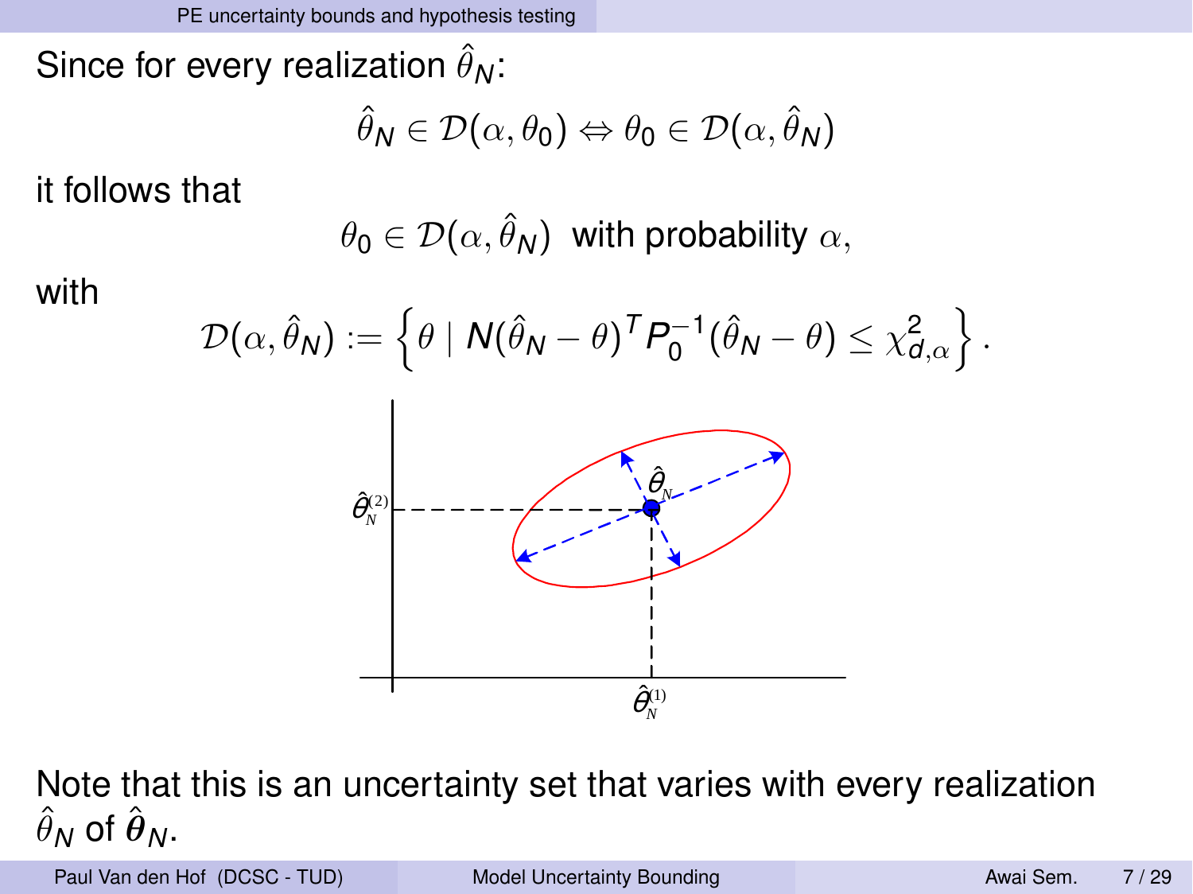Since for every realization $\hat{\theta}_N$:

$$\hat{\theta}_N \in \mathcal{D}(\alpha, \theta_0) \Leftrightarrow \theta_0 \in \mathcal{D}(\alpha, \hat{\theta}_N)$$

it follows that

$$\theta_0 \in \mathcal{D}(\alpha, \hat{\theta}_N) \text{ with probability } \alpha,$$

with

$$\mathcal{D}(\alpha, \hat{\theta}_N) := \left\{ \theta \mid N(\hat{\theta}_N - \theta)^T P_0^{-1} (\hat{\theta}_N - \theta) \leq \chi^2_{d,\alpha} \right\}.$$

Note that this is an uncertainty set that varies with every realization $\hat{\theta}_N$ of $\hat{\boldsymbol{\theta}}_N$.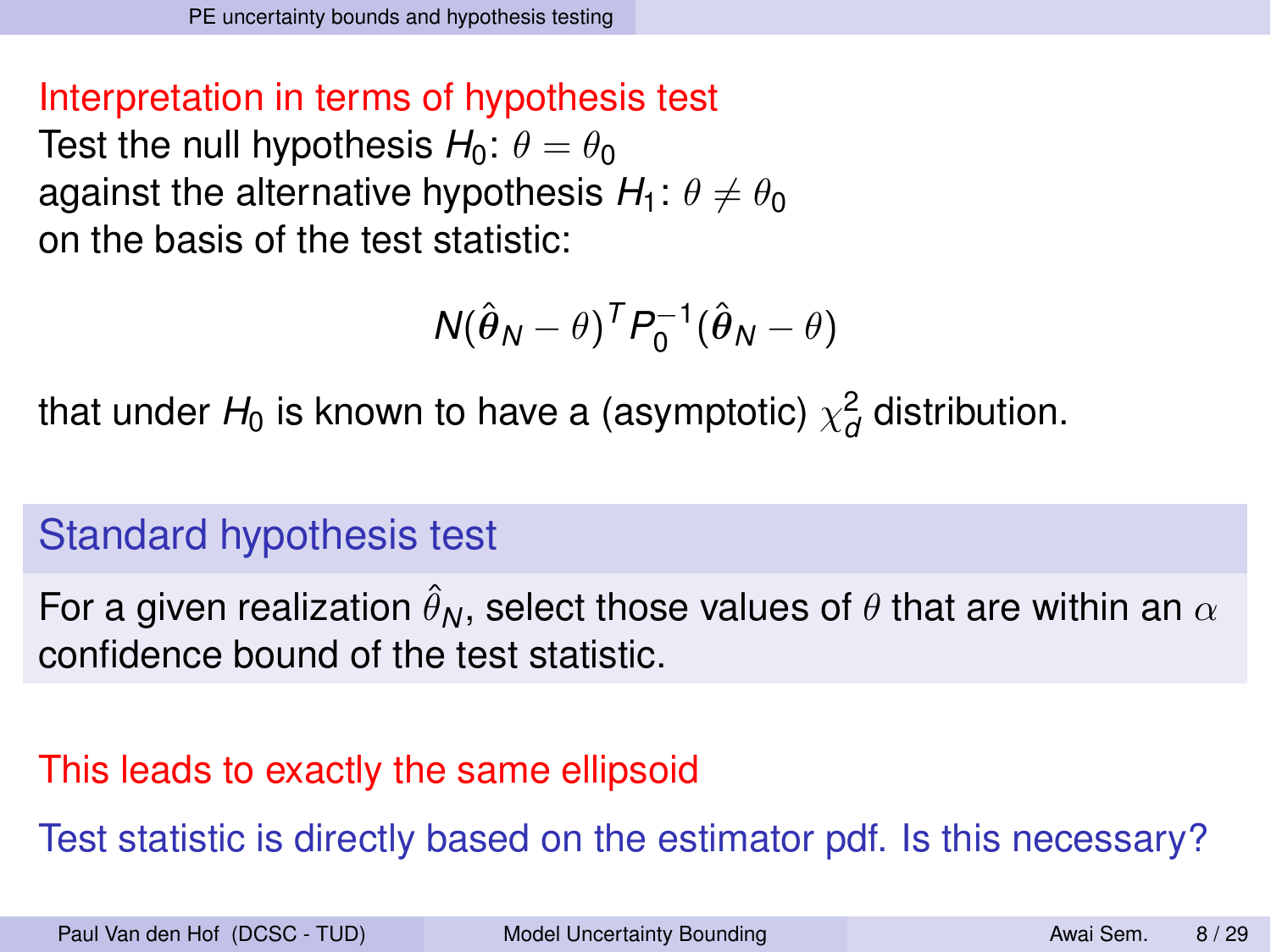## Interpretation in terms of hypothesis test

Test the null hypothesis $H_0$: $\theta = \theta_0$
against the alternative hypothesis $H_1$: $\theta \neq \theta_0$
on the basis of the test statistic:

$$N(\hat{\boldsymbol{\theta}}_N - \theta)^T P_0^{-1}(\hat{\boldsymbol{\theta}}_N - \theta)$$

that under $H_0$ is known to have a (asymptotic) $\chi^2_d$ distribution.

### Standard hypothesis test

For a given realization $\hat{\theta}_N$, select those values of $\theta$ that are within an $\alpha$ confidence bound of the test statistic.

This leads to exactly the same ellipsoid

Test statistic is directly based on the estimator pdf. Is this necessary?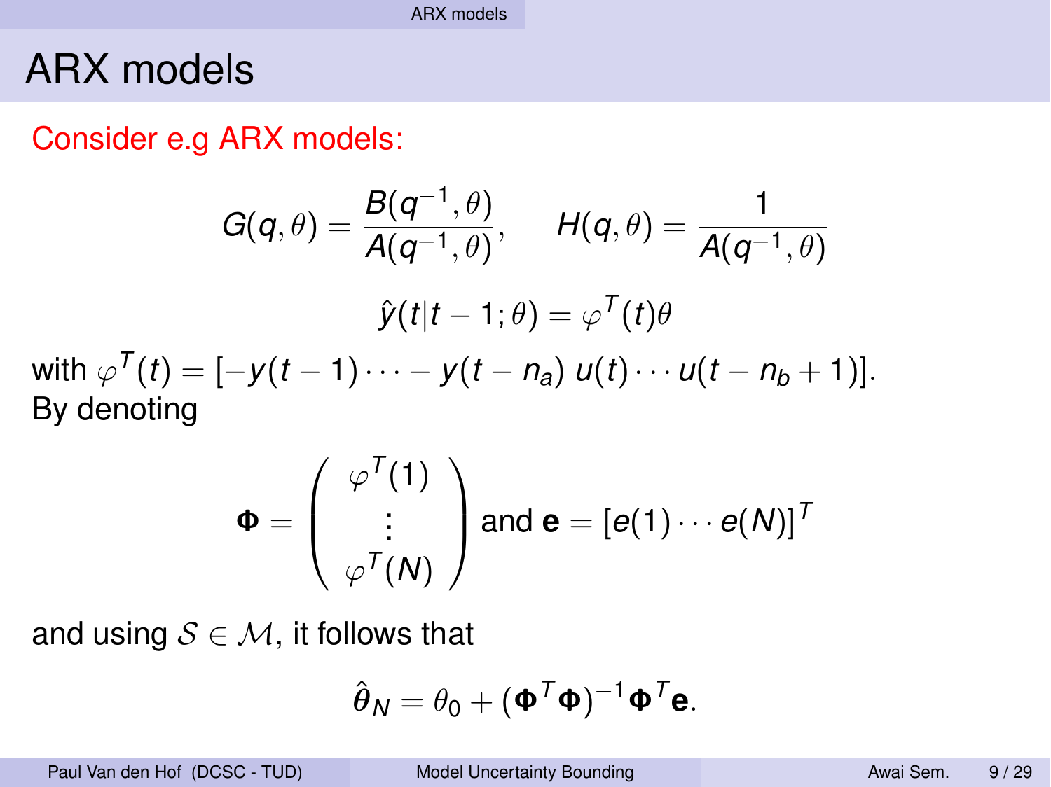# ARX models

Consider e.g ARX models:

$$G(q,\theta) = \frac{B(q^{-1},\theta)}{A(q^{-1},\theta)}, \qquad H(q,\theta) = \frac{1}{A(q^{-1},\theta)}$$

$$\hat{y}(t|t-1;\theta) = \varphi^T(t)\theta$$

with $\varphi^T(t) = [-y(t-1) \cdots - y(t-n_a)\ u(t) \cdots u(t-n_b+1)]$.
By denoting

$$\mathbf{\Phi} = \begin{pmatrix} \varphi^T(1) \\ \vdots \\ \varphi^T(N) \end{pmatrix} \text{ and } \mathbf{e} = [e(1) \cdots e(N)]^T$$

and using $\mathcal{S} \in \mathcal{M}$, it follows that

$$\hat{\theta}_N = \theta_0 + (\mathbf{\Phi}^T\mathbf{\Phi})^{-1}\mathbf{\Phi}^T\mathbf{e}.$$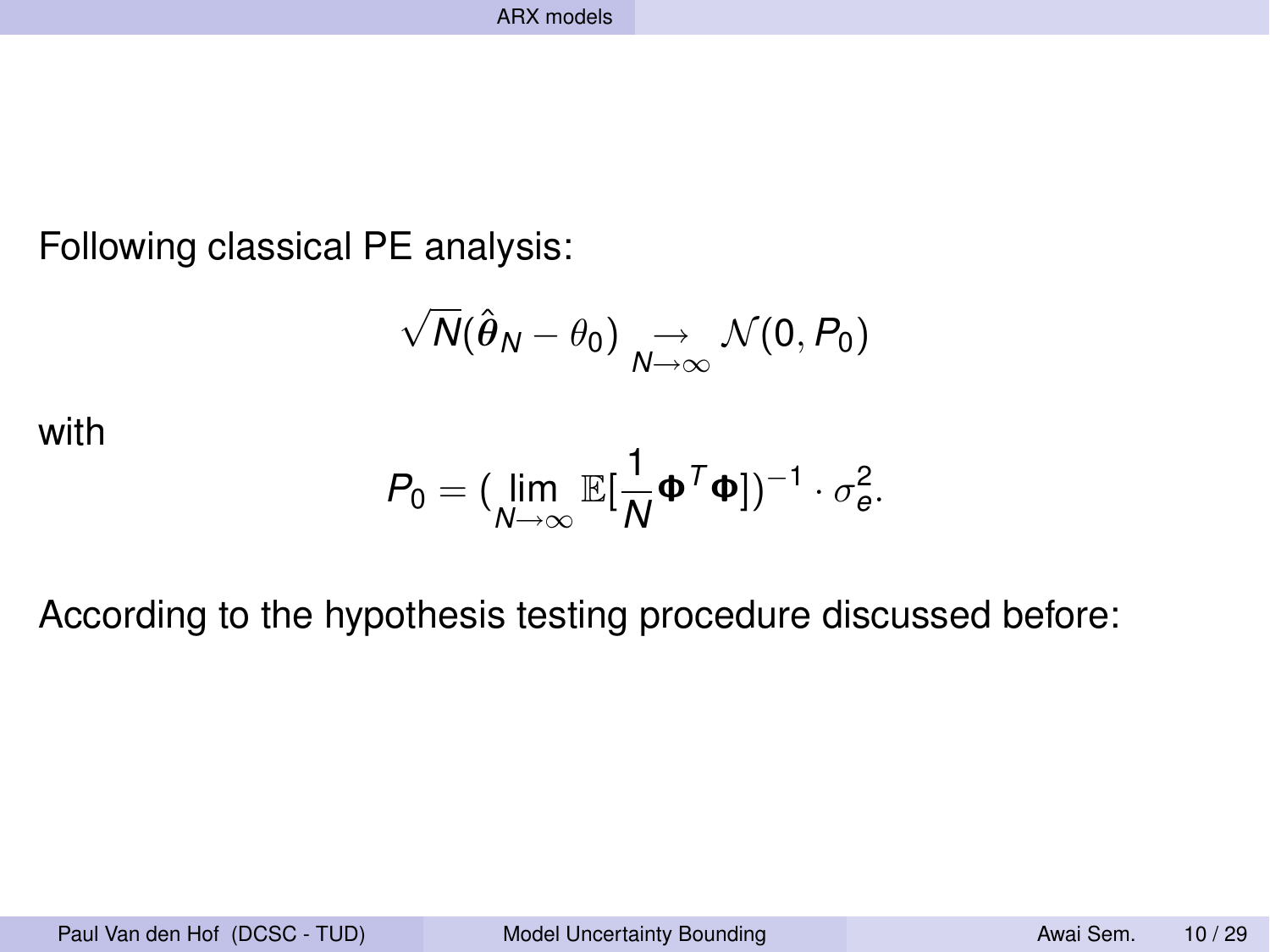Following classical PE analysis:

$$\sqrt{N}(\hat{\boldsymbol{\theta}}_N - \theta_0) \underset{N\to\infty}{\to} \mathcal{N}(0, P_0)$$

with

$$P_0 = (\lim_{N\to\infty} \mathbb{E}[\frac{1}{N}\boldsymbol{\Phi}^T\boldsymbol{\Phi}])^{-1} \cdot \sigma_e^2.$$

According to the hypothesis testing procedure discussed before: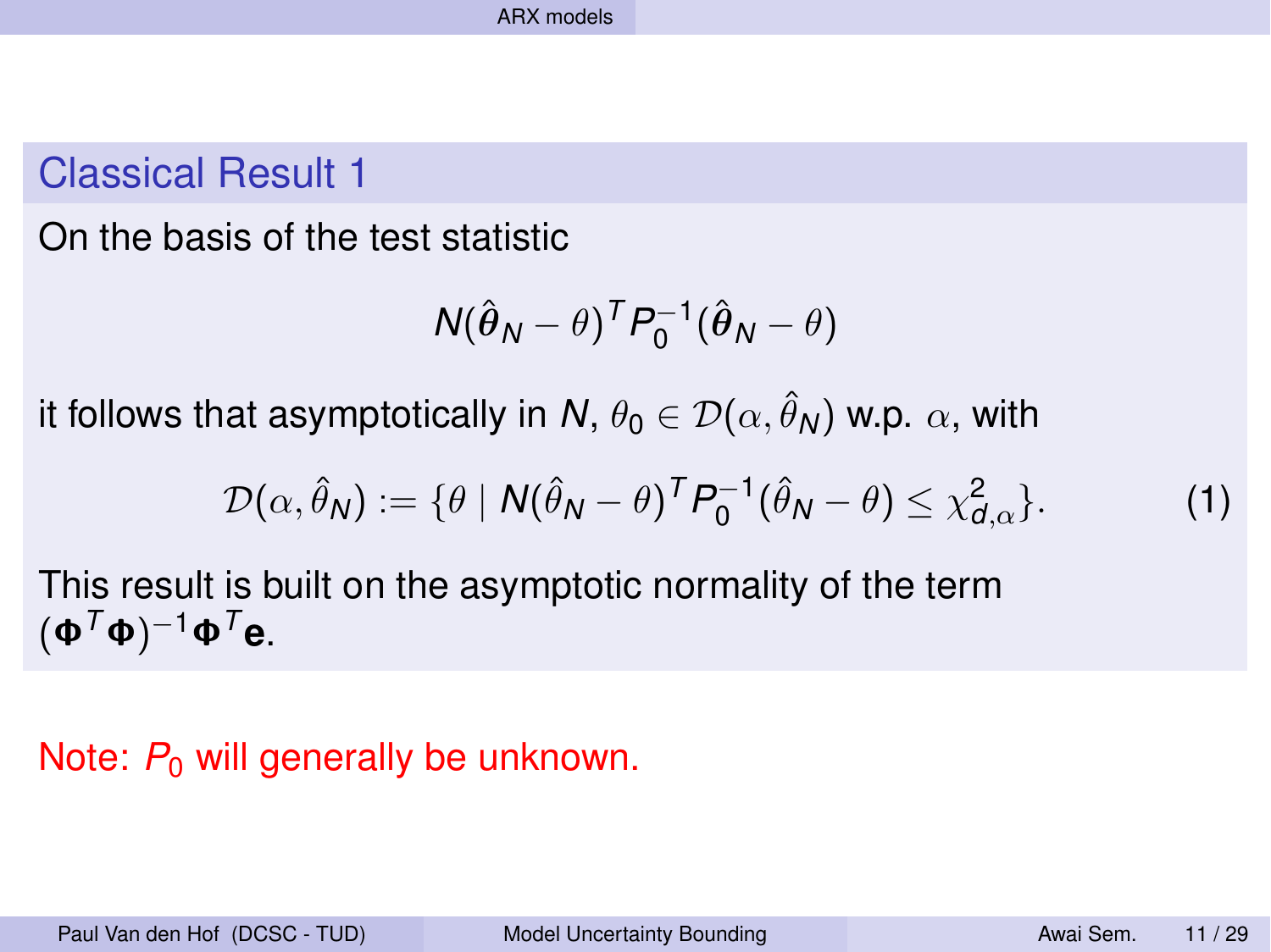### Classical Result 1

On the basis of the test statistic

$$N(\hat{\boldsymbol{\theta}}_N - \theta)^T P_0^{-1} (\hat{\boldsymbol{\theta}}_N - \theta)$$

it follows that asymptotically in $N$, $\theta_0 \in \mathcal{D}(\alpha, \hat{\theta}_N)$ w.p. $\alpha$, with

$$\mathcal{D}(\alpha, \hat{\theta}_N) := \{\theta \mid N(\hat{\theta}_N - \theta)^T P_0^{-1} (\hat{\theta}_N - \theta) \leq \chi^2_{d,\alpha}\}. \tag{1}$$

This result is built on the asymptotic normality of the term $(\boldsymbol{\Phi}^T \boldsymbol{\Phi})^{-1} \boldsymbol{\Phi}^T \mathbf{e}$.

Note: $P_0$ will generally be unknown.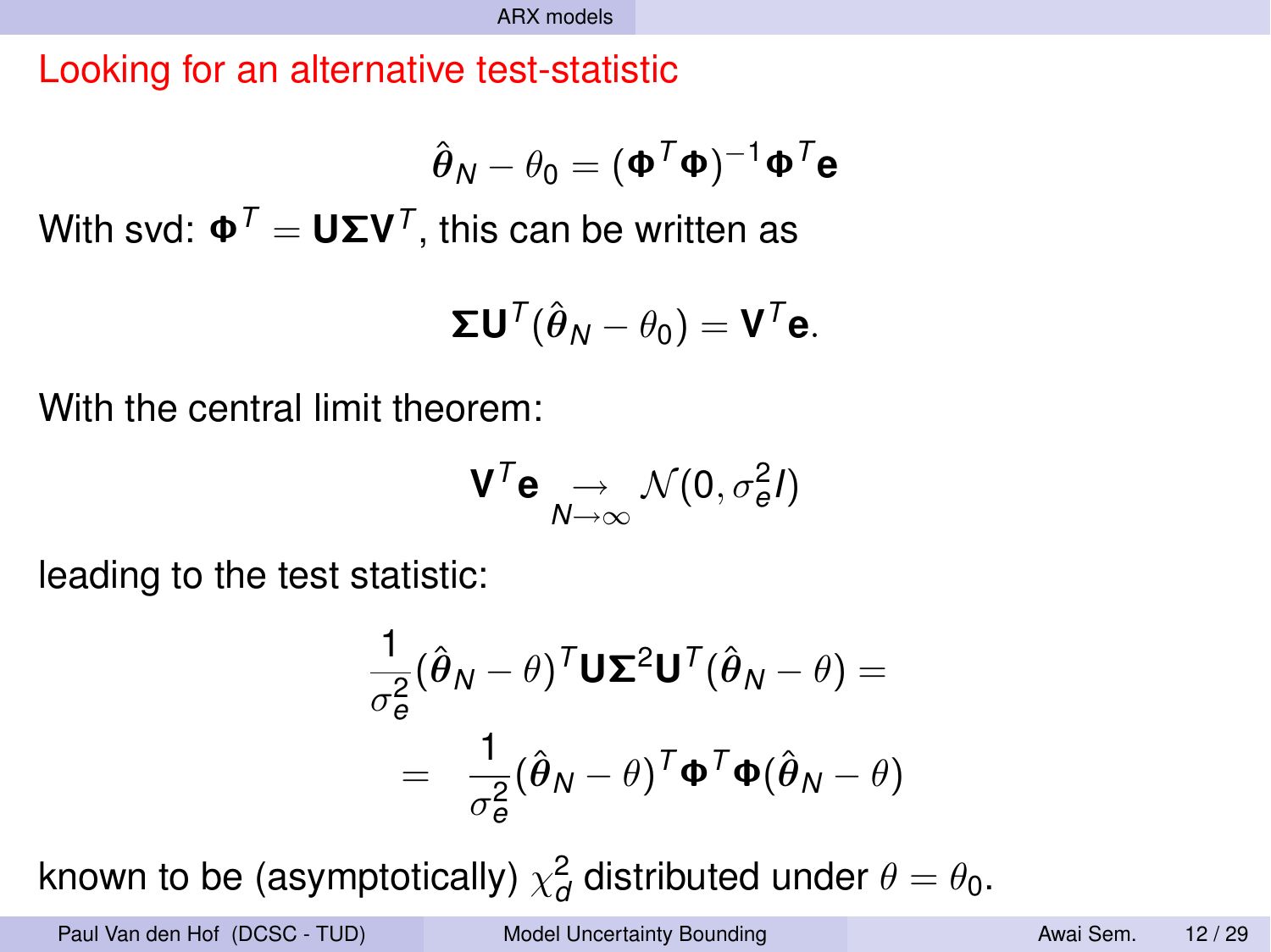## Looking for an alternative test-statistic

$$\hat{\boldsymbol{\theta}}_N - \theta_0 = (\boldsymbol{\Phi}^T \boldsymbol{\Phi})^{-1} \boldsymbol{\Phi}^T \mathbf{e}$$

With svd: $\boldsymbol{\Phi}^T = \mathbf{U} \boldsymbol{\Sigma} \mathbf{V}^T$, this can be written as

$$\boldsymbol{\Sigma} \mathbf{U}^T (\hat{\boldsymbol{\theta}}_N - \theta_0) = \mathbf{V}^T \mathbf{e}.$$

With the central limit theorem:

$$\mathbf{V}^T \mathbf{e} \underset{N \to \infty}{\rightarrow} \mathcal{N}(0, \sigma_e^2 I)$$

leading to the test statistic:

$$\begin{aligned}
\frac{1}{\sigma_e^2} (\hat{\boldsymbol{\theta}}_N - \theta)^T \mathbf{U} \boldsymbol{\Sigma}^2 \mathbf{U}^T (\hat{\boldsymbol{\theta}}_N - \theta) &= \\
= \quad \frac{1}{\sigma_e^2} (\hat{\boldsymbol{\theta}}_N - \theta)^T \boldsymbol{\Phi}^T \boldsymbol{\Phi} (\hat{\boldsymbol{\theta}}_N - \theta)&
\end{aligned}$$

known to be (asymptotically) $\chi_d^2$ distributed under $\theta = \theta_0$.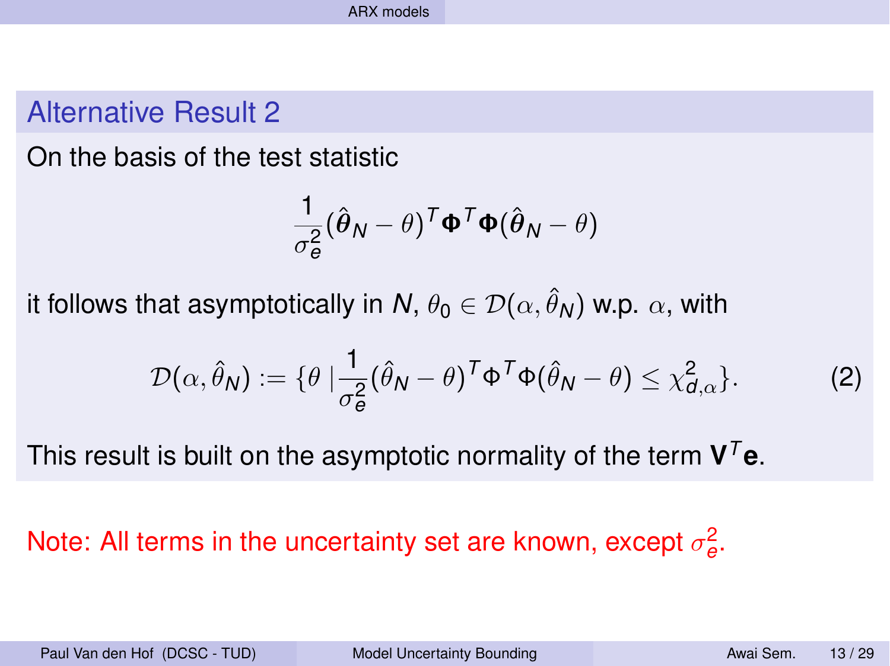## Alternative Result 2

On the basis of the test statistic

$$\frac{1}{\sigma_e^2}(\hat{\boldsymbol{\theta}}_N - \theta)^T \boldsymbol{\Phi}^T \boldsymbol{\Phi}(\hat{\boldsymbol{\theta}}_N - \theta)$$

it follows that asymptotically in $N$, $\theta_0 \in \mathcal{D}(\alpha, \hat{\theta}_N)$ w.p. $\alpha$, with

$$\mathcal{D}(\alpha, \hat{\theta}_N) := \{\theta \,|\, \frac{1}{\sigma_e^2}(\hat{\theta}_N - \theta)^T \Phi^T \Phi(\hat{\theta}_N - \theta) \leq \chi^2_{d,\alpha}\}. \tag{2}$$

This result is built on the asymptotic normality of the term $\mathbf{V}^T \mathbf{e}$.

Note: All terms in the uncertainty set are known, except $\sigma_e^2$.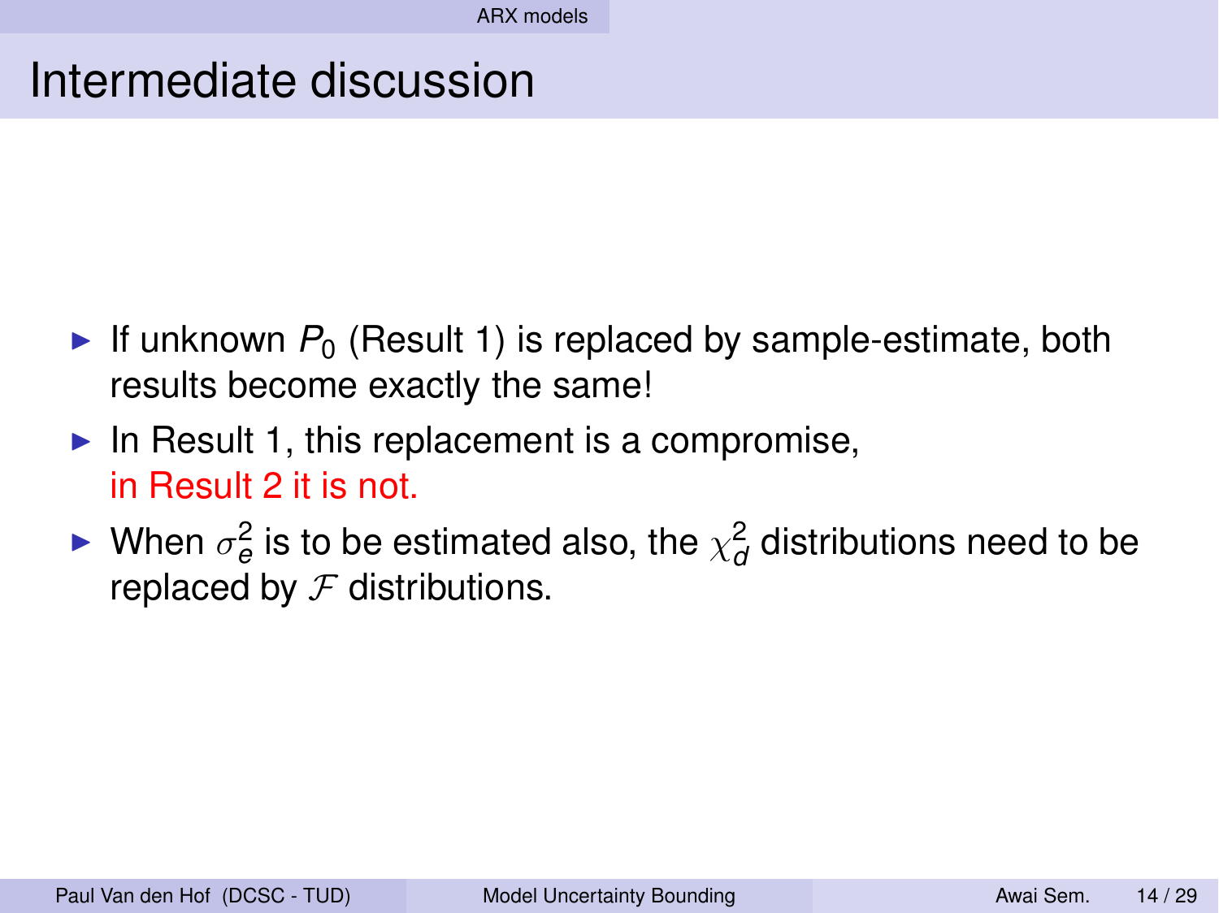# Intermediate discussion

- If unknown $P_0$ (Result 1) is replaced by sample-estimate, both results become exactly the same!
- In Result 1, this replacement is a compromise, in Result 2 it is not.
- When $\sigma_e^2$ is to be estimated also, the $\chi_d^2$ distributions need to be replaced by $\mathcal{F}$ distributions.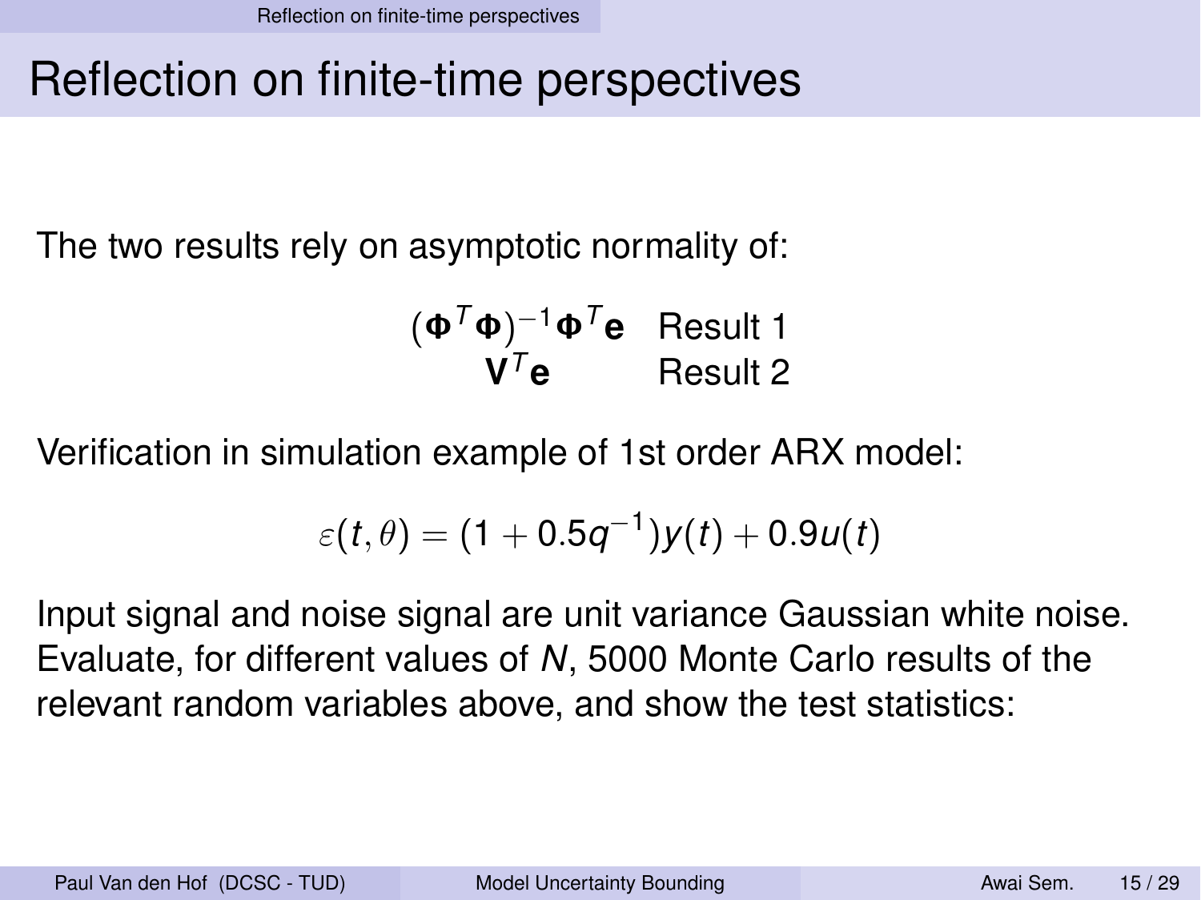# Reflection on finite-time perspectives

The two results rely on asymptotic normality of:

$$
\begin{array}{ll}
(\mathbf{\Phi}^T\mathbf{\Phi})^{-1}\mathbf{\Phi}^T\mathbf{e} & \text{Result 1} \\
\mathbf{V}^T\mathbf{e} & \text{Result 2}
\end{array}
$$

Verification in simulation example of 1st order ARX model:

$$
\varepsilon(t,\theta) = (1 + 0.5q^{-1})y(t) + 0.9u(t)
$$

Input signal and noise signal are unit variance Gaussian white noise. Evaluate, for different values of $N$, 5000 Monte Carlo results of the relevant random variables above, and show the test statistics: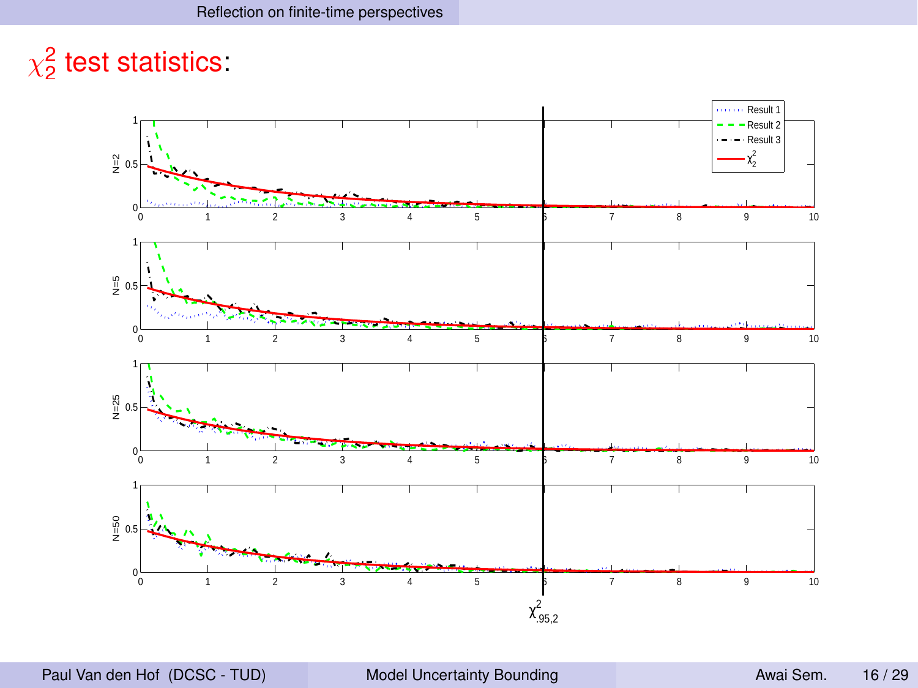# $\chi^2_2$ test statistics: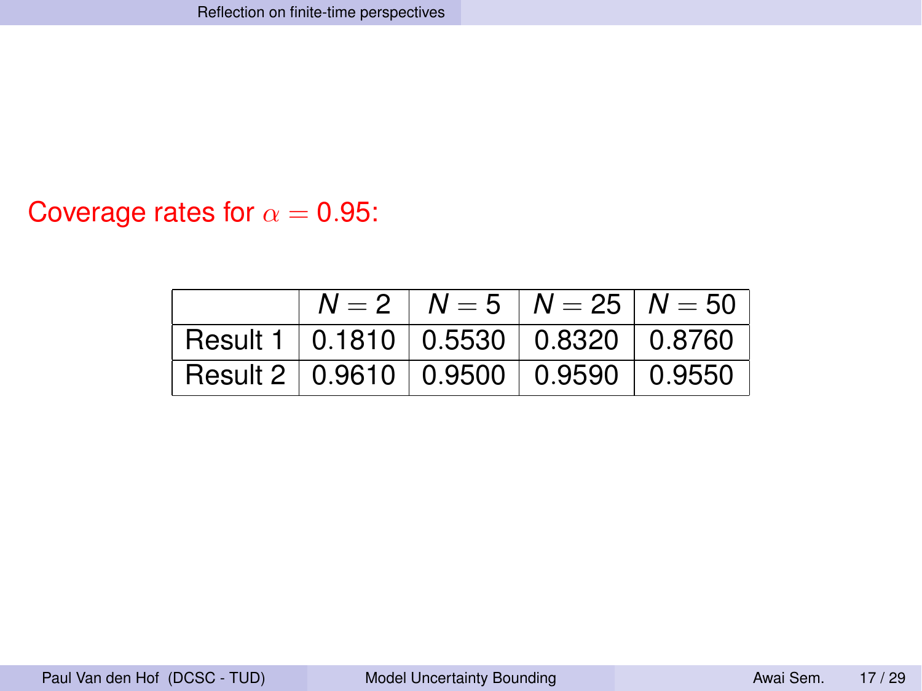Coverage rates for $\alpha = 0.95$:

| | $N = 2$ | $N = 5$ | $N = 25$ | $N = 50$ |
|---|---|---|---|---|
| Result 1 | 0.1810 | 0.5530 | 0.8320 | 0.8760 |
| Result 2 | 0.9610 | 0.9500 | 0.9590 | 0.9550 |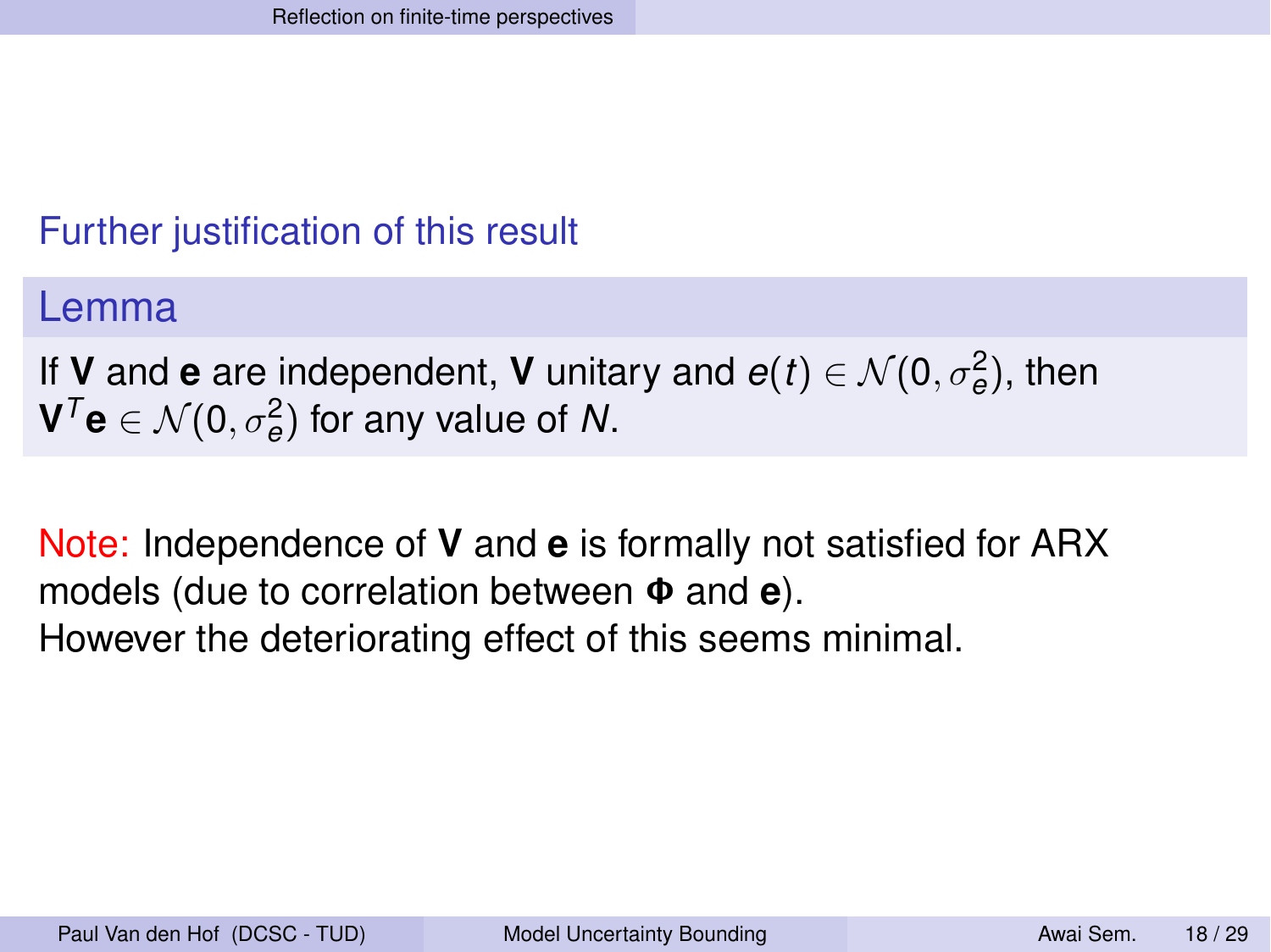## Further justification of this result

**Lemma**

If $\mathbf{V}$ and $\mathbf{e}$ are independent, $\mathbf{V}$ unitary and $e(t) \in \mathcal{N}(0, \sigma_e^2)$, then $\mathbf{V}^T\mathbf{e} \in \mathcal{N}(0, \sigma_e^2)$ for any value of $N$.

Note: Independence of $\mathbf{V}$ and $\mathbf{e}$ is formally not satisfied for ARX models (due to correlation between $\mathbf{\Phi}$ and $\mathbf{e}$).
However the deteriorating effect of this seems minimal.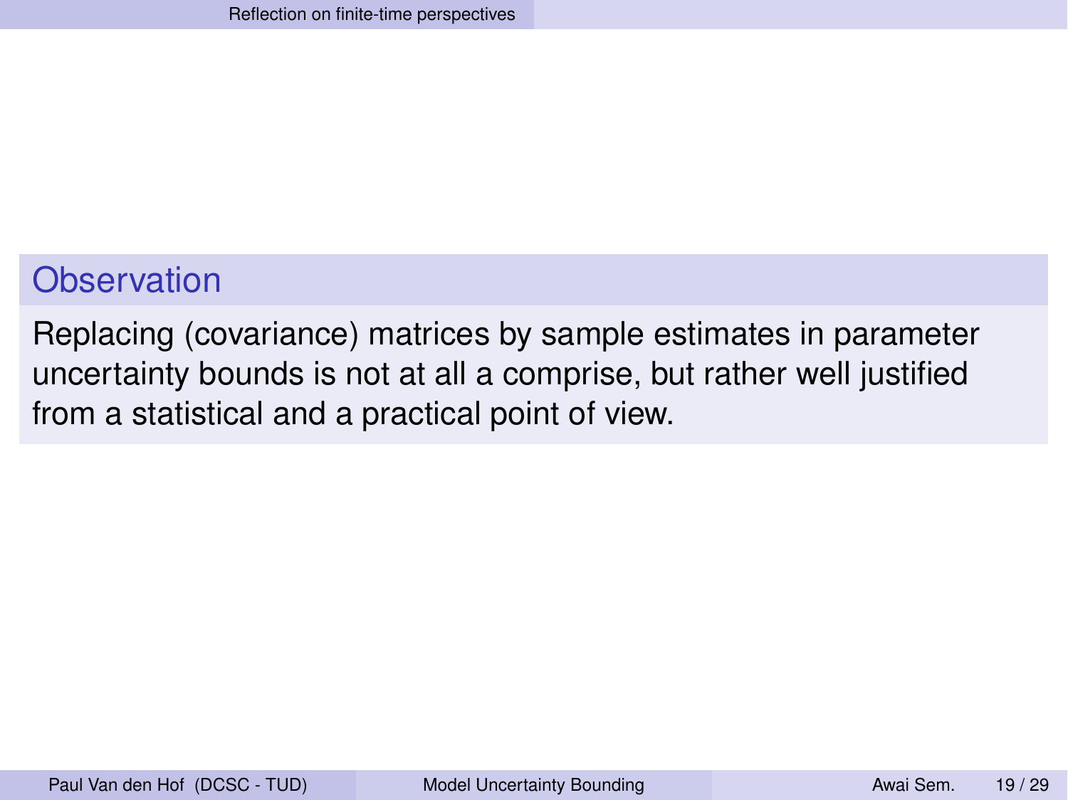## Observation

Replacing (covariance) matrices by sample estimates in parameter uncertainty bounds is not at all a comprise, but rather well justified from a statistical and a practical point of view.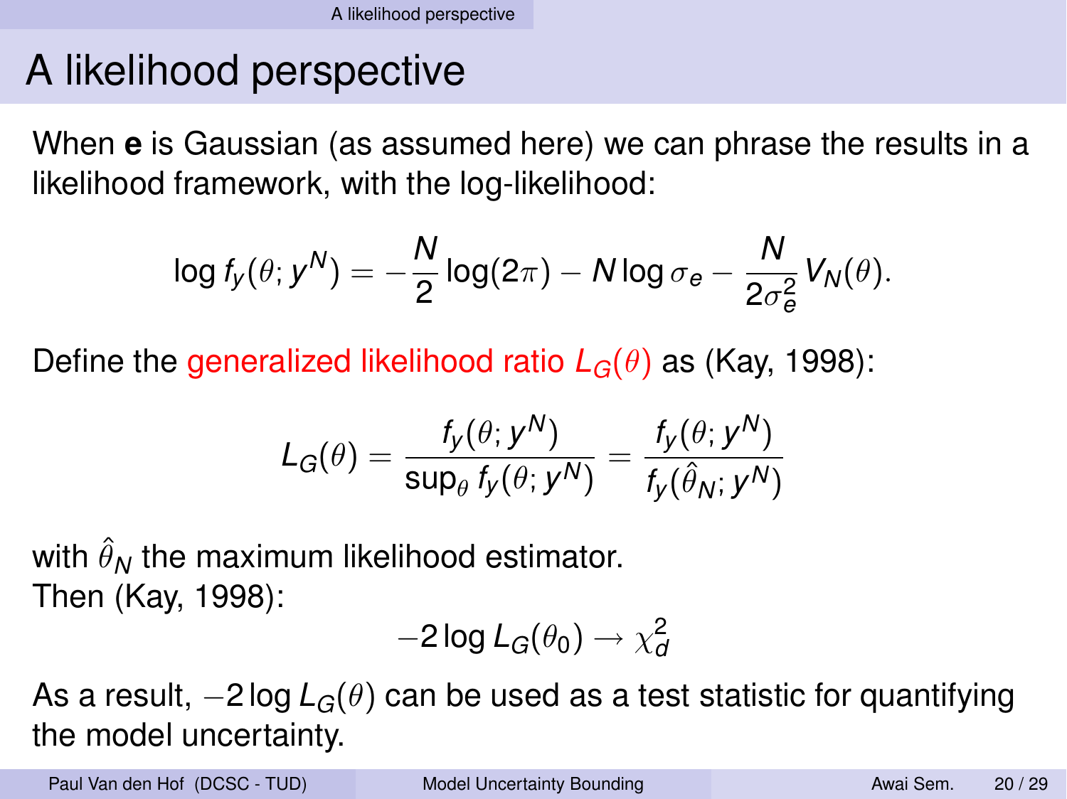# A likelihood perspective

When **e** is Gaussian (as assumed here) we can phrase the results in a likelihood framework, with the log-likelihood:

$$\log f_y(\theta; y^N) = -\frac{N}{2}\log(2\pi) - N\log\sigma_e - \frac{N}{2\sigma_e^2}V_N(\theta).$$

Define the generalized likelihood ratio $L_G(\theta)$ as (Kay, 1998):

$$L_G(\theta) = \frac{f_y(\theta; y^N)}{\sup_\theta f_y(\theta; y^N)} = \frac{f_y(\theta; y^N)}{f_y(\hat{\theta}_N; y^N)}$$

with $\hat{\theta}_N$ the maximum likelihood estimator.
Then (Kay, 1998):

$$-2\log L_G(\theta_0) \rightarrow \chi_d^2$$

As a result, $-2\log L_G(\theta)$ can be used as a test statistic for quantifying the model uncertainty.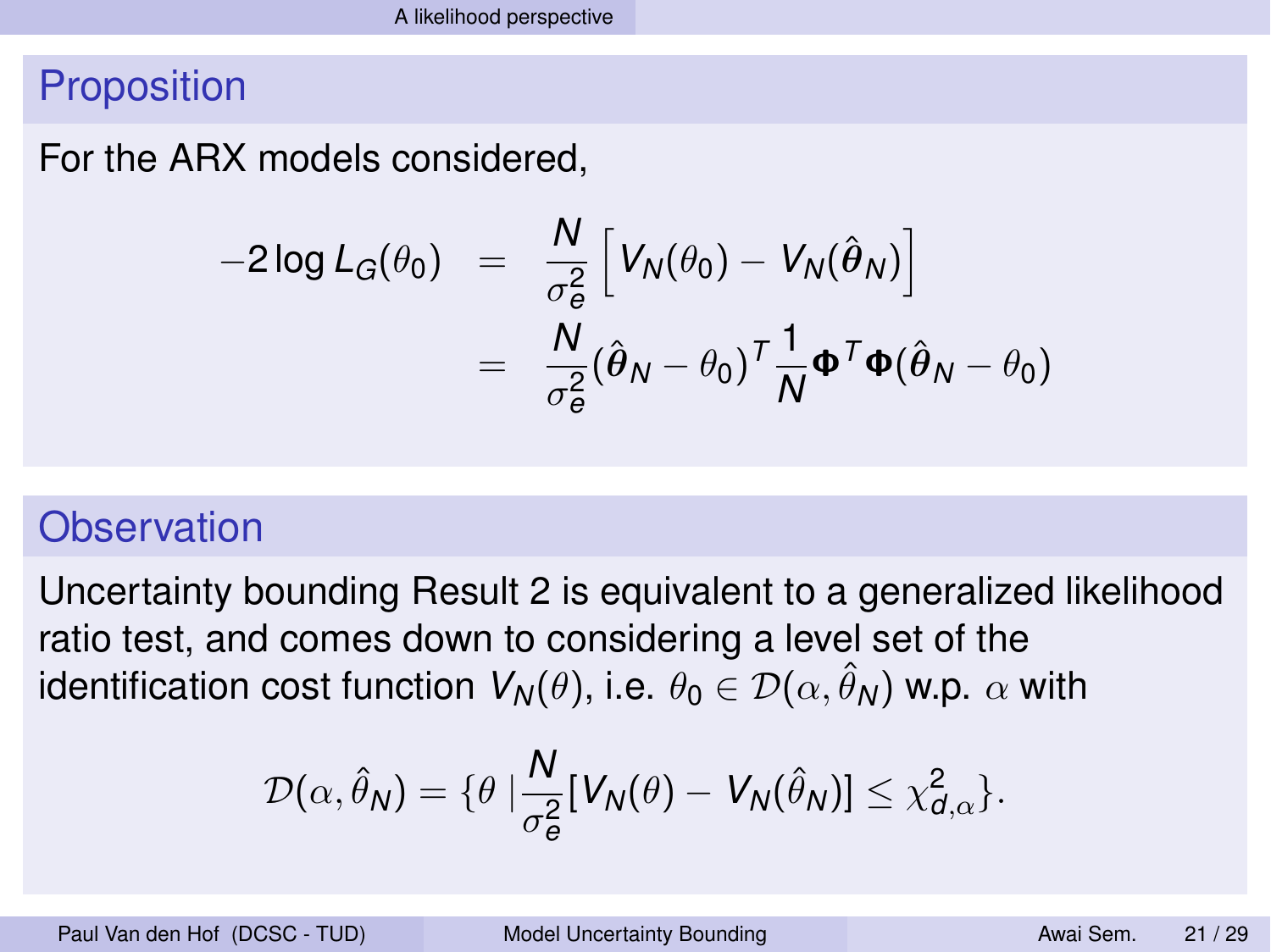## Proposition

For the ARX models considered,

$$
\begin{aligned}
-2\log L_G(\theta_0) &= \frac{N}{\sigma_e^2}\left[V_N(\theta_0) - V_N(\hat{\boldsymbol{\theta}}_N)\right] \\
&= \frac{N}{\sigma_e^2}(\hat{\boldsymbol{\theta}}_N - \theta_0)^T \frac{1}{N}\boldsymbol{\Phi}^T\boldsymbol{\Phi}(\hat{\boldsymbol{\theta}}_N - \theta_0)
\end{aligned}
$$

## Observation

Uncertainty bounding Result 2 is equivalent to a generalized likelihood ratio test, and comes down to considering a level set of the identification cost function $V_N(\theta)$, i.e. $\theta_0 \in \mathcal{D}(\alpha, \hat{\theta}_N)$ w.p. $\alpha$ with

$$
\mathcal{D}(\alpha, \hat{\theta}_N) = \{\theta \mid \frac{N}{\sigma_e^2}[V_N(\theta) - V_N(\hat{\theta}_N)] \leq \chi^2_{d,\alpha}\}.
$$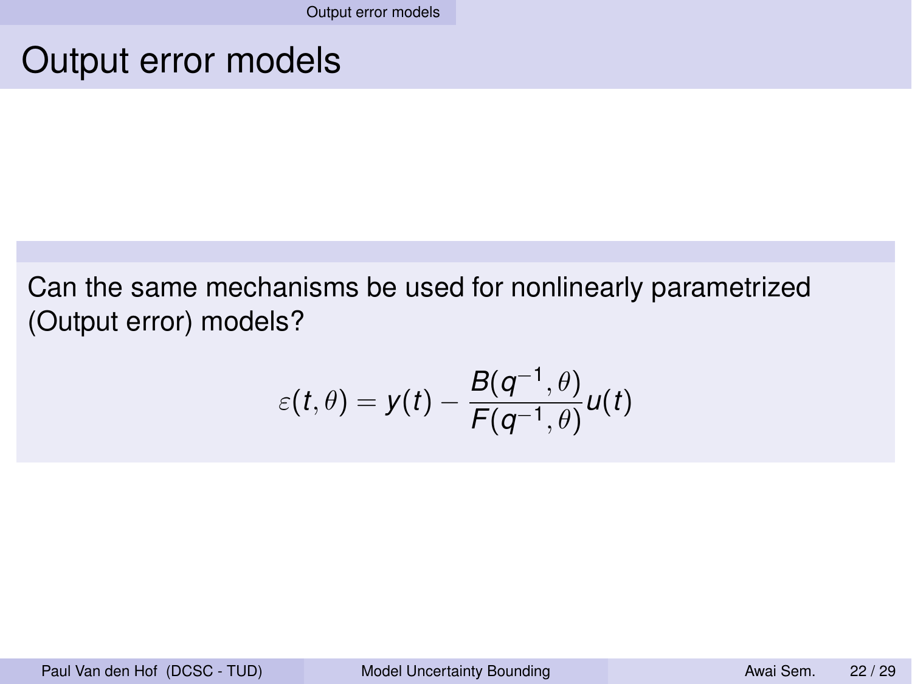# Output error models

Can the same mechanisms be used for nonlinearly parametrized (Output error) models?

$$\varepsilon(t,\theta) = y(t) - \frac{B(q^{-1},\theta)}{F(q^{-1},\theta)}u(t)$$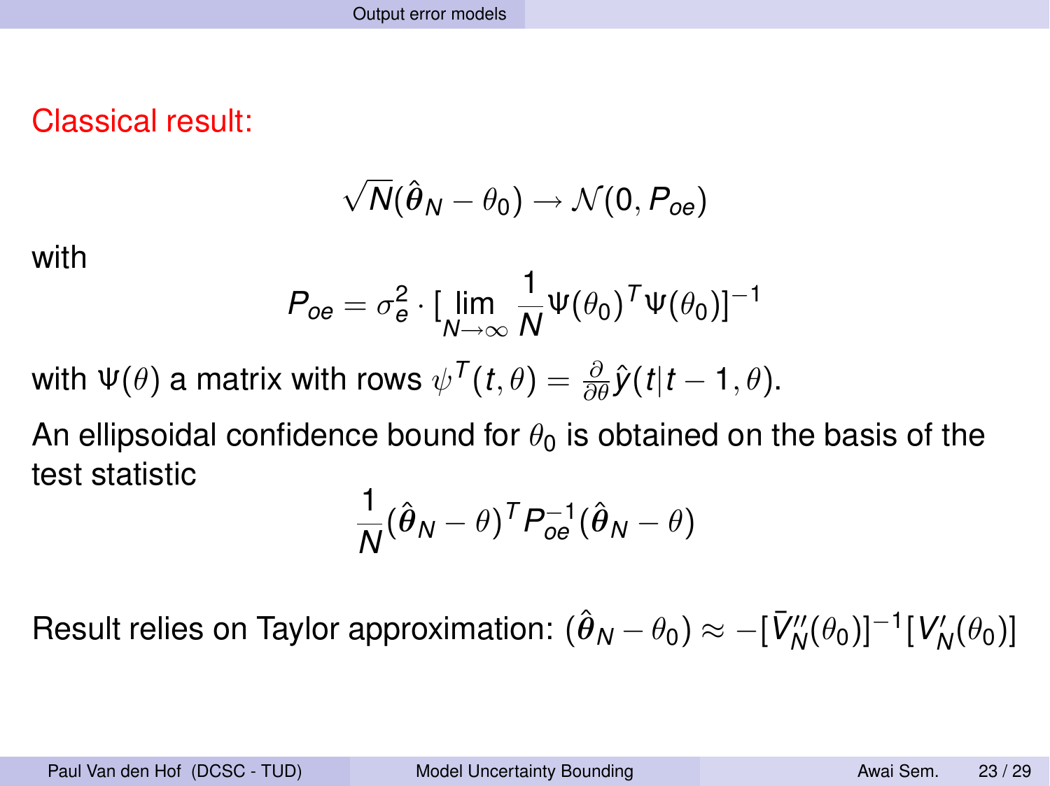Classical result:

$$\sqrt{N}(\hat{\boldsymbol{\theta}}_N - \theta_0) \to \mathcal{N}(0, P_{oe})$$

with

$$P_{oe} = \sigma_e^2 \cdot [\lim_{N\to\infty} \frac{1}{N} \Psi(\theta_0)^T \Psi(\theta_0)]^{-1}$$

with $\Psi(\theta)$ a matrix with rows $\psi^T(t,\theta) = \frac{\partial}{\partial\theta}\hat{y}(t|t-1,\theta)$.

An ellipsoidal confidence bound for $\theta_0$ is obtained on the basis of the test statistic

$$\frac{1}{N}(\hat{\boldsymbol{\theta}}_N - \theta)^T P_{oe}^{-1}(\hat{\boldsymbol{\theta}}_N - \theta)$$

Result relies on Taylor approximation: $(\hat{\boldsymbol{\theta}}_N - \theta_0) \approx -[\bar{V}_N''(\theta_0)]^{-1}[V_N'(\theta_0)]$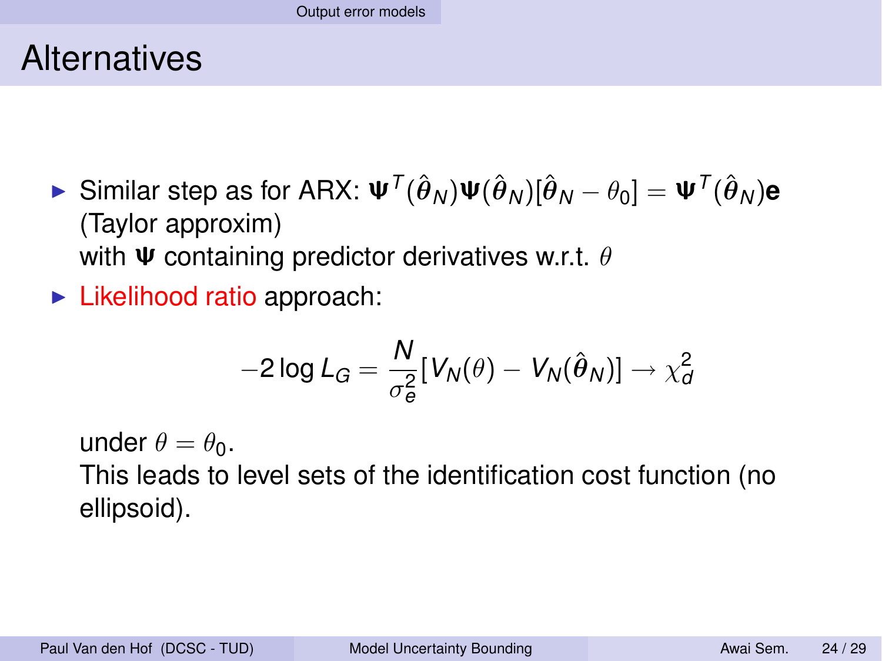# Alternatives

- Similar step as for ARX: $\boldsymbol{\Psi}^T(\hat{\boldsymbol{\theta}}_N)\boldsymbol{\Psi}(\hat{\boldsymbol{\theta}}_N)[\hat{\boldsymbol{\theta}}_N - \theta_0] = \boldsymbol{\Psi}^T(\hat{\boldsymbol{\theta}}_N)\mathbf{e}$ (Taylor approxim)
  with $\boldsymbol{\Psi}$ containing predictor derivatives w.r.t. $\theta$
- Likelihood ratio approach:

$$-2 \log L_G = \frac{N}{\sigma_e^2}[V_N(\theta) - V_N(\hat{\boldsymbol{\theta}}_N)] \rightarrow \chi_d^2$$

  under $\theta = \theta_0$.
  This leads to level sets of the identification cost function (no ellipsoid).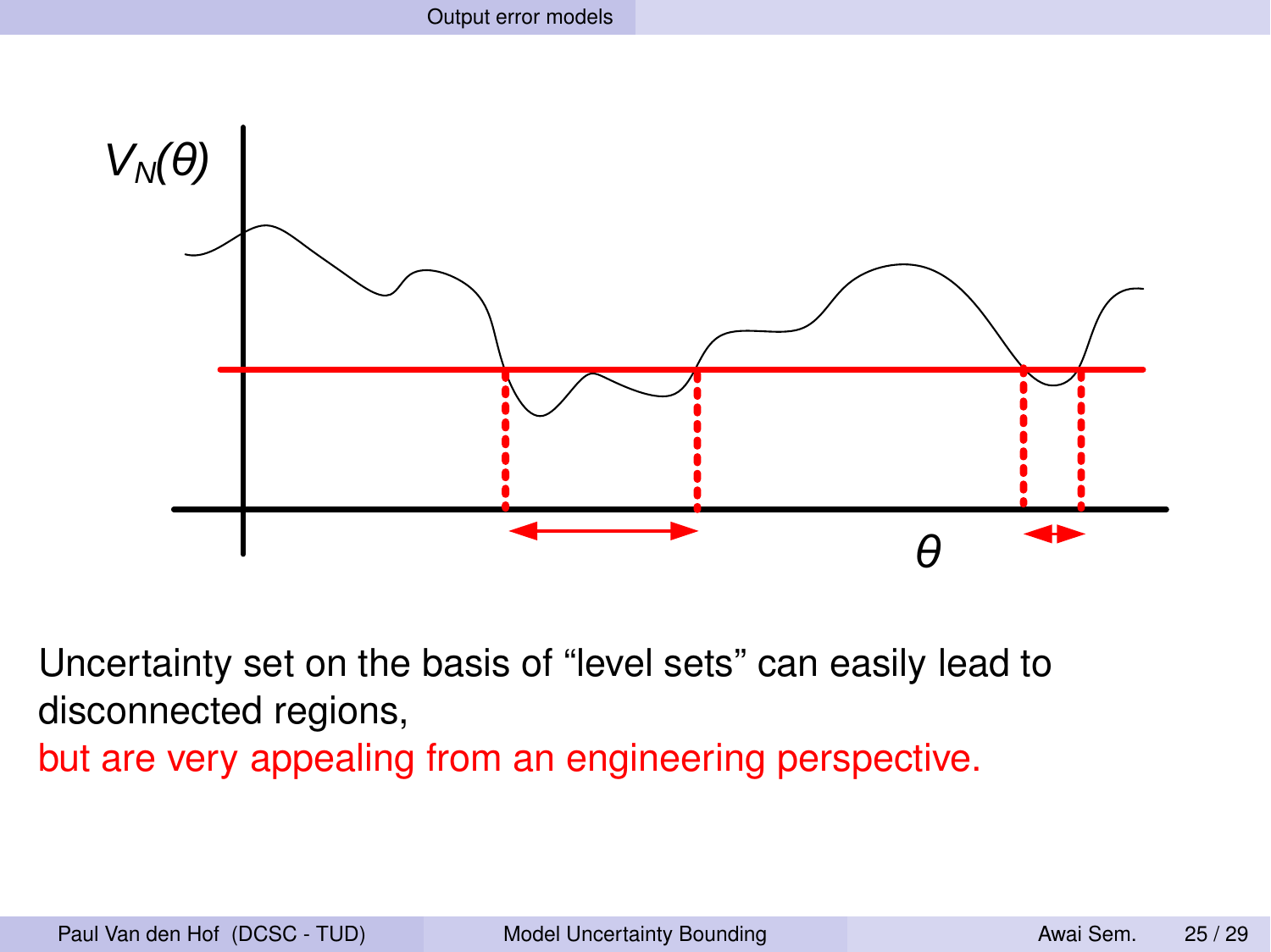$V_N(\theta)$

$\theta$

Uncertainty set on the basis of "level sets" can easily lead to disconnected regions,

but are very appealing from an engineering perspective.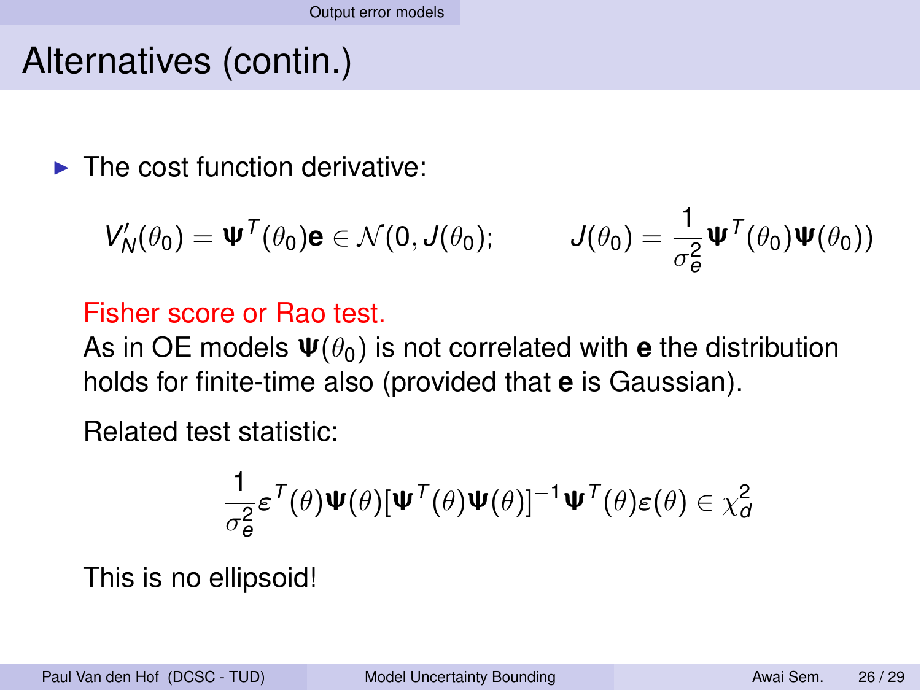# Alternatives (contin.)

- The cost function derivative:

$$V_N'(\theta_0) = \boldsymbol{\Psi}^T(\theta_0)\mathbf{e} \in \mathcal{N}(0, J(\theta_0); \qquad J(\theta_0) = \frac{1}{\sigma_e^2}\boldsymbol{\Psi}^T(\theta_0)\boldsymbol{\Psi}(\theta_0))$$

Fisher score or Rao test.

As in OE models $\boldsymbol{\Psi}(\theta_0)$ is not correlated with $\mathbf{e}$ the distribution holds for finite-time also (provided that $\mathbf{e}$ is Gaussian).

Related test statistic:

$$\frac{1}{\sigma_e^2}\boldsymbol{\varepsilon}^T(\theta)\boldsymbol{\Psi}(\theta)[\boldsymbol{\Psi}^T(\theta)\boldsymbol{\Psi}(\theta)]^{-1}\boldsymbol{\Psi}^T(\theta)\boldsymbol{\varepsilon}(\theta) \in \chi_d^2$$

This is no ellipsoid!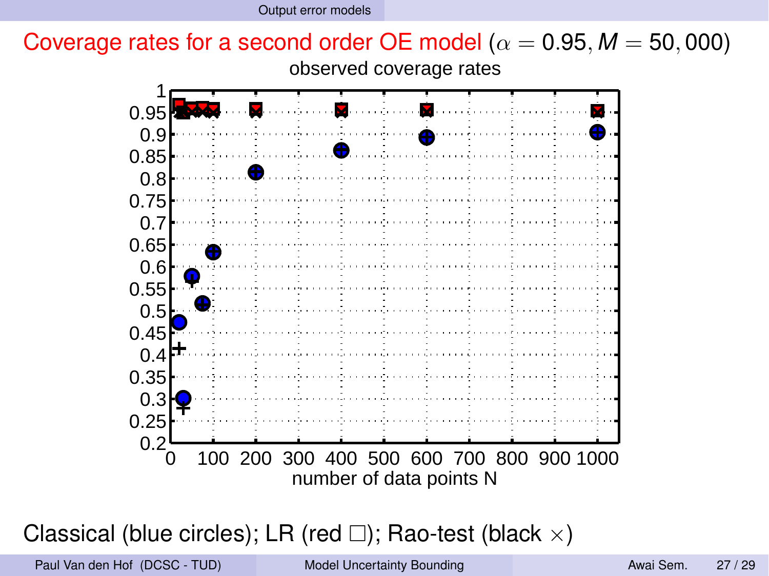## Coverage rates for a second order OE model ($\alpha = 0.95, M = 50,000$)

observed coverage rates

number of data points N

Classical (blue circles); LR (red $\square$); Rao-test (black $\times$)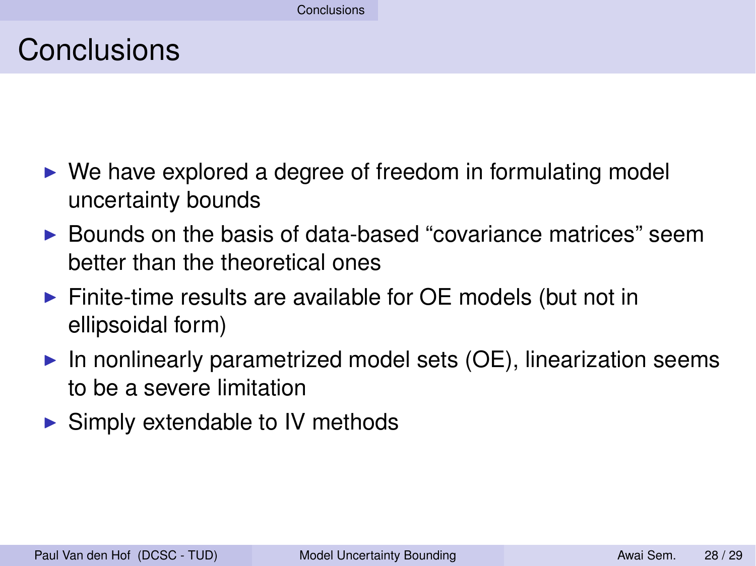# Conclusions

- We have explored a degree of freedom in formulating model uncertainty bounds
- Bounds on the basis of data-based “covariance matrices” seem better than the theoretical ones
- Finite-time results are available for OE models (but not in ellipsoidal form)
- In nonlinearly parametrized model sets (OE), linearization seems to be a severe limitation
- Simply extendable to IV methods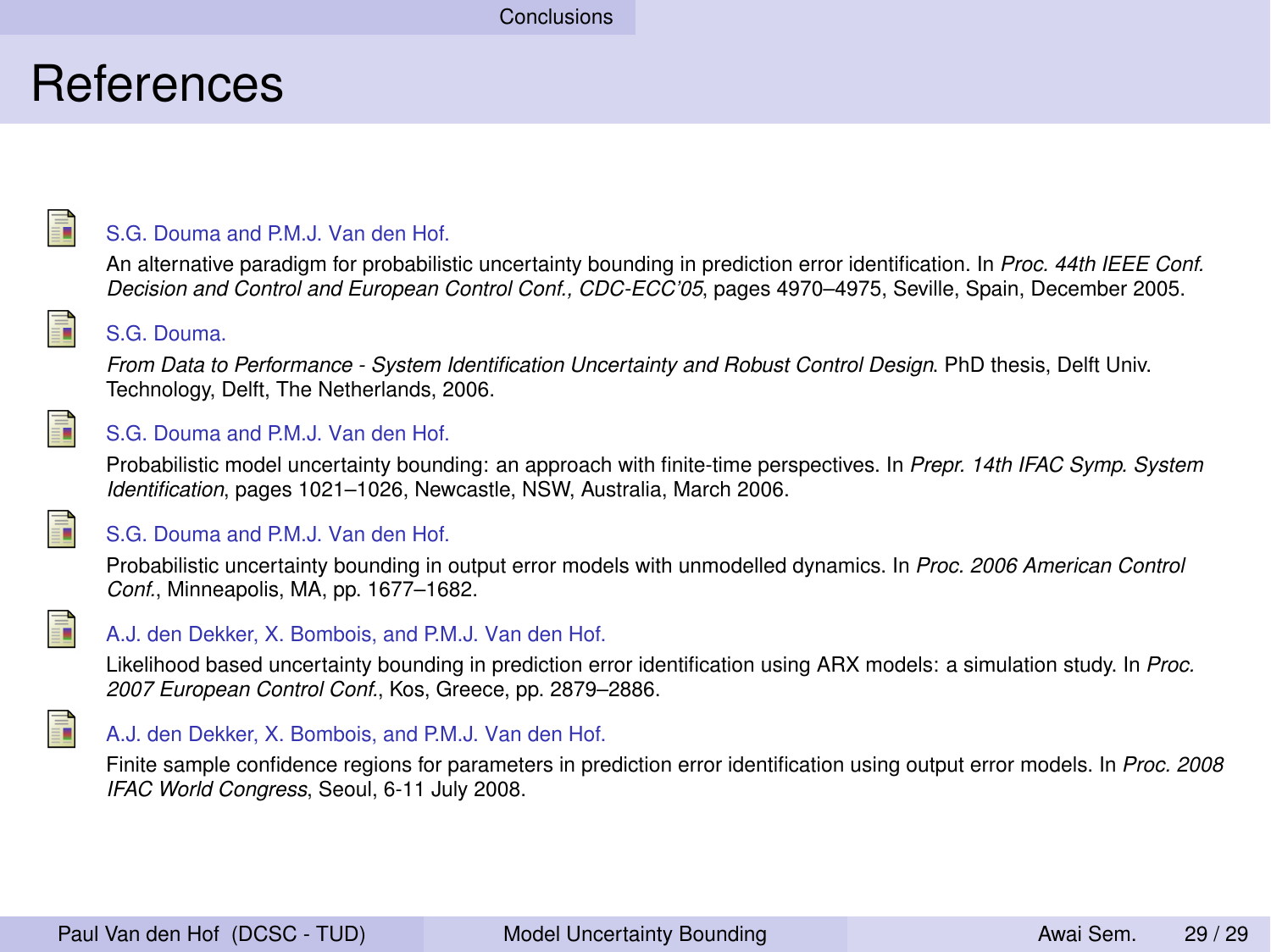# References

S.G. Douma and P.M.J. Van den Hof.
An alternative paradigm for probabilistic uncertainty bounding in prediction error identification. In *Proc. 44th IEEE Conf. Decision and Control and European Control Conf., CDC-ECC'05*, pages 4970–4975, Seville, Spain, December 2005.

S.G. Douma.
*From Data to Performance - System Identification Uncertainty and Robust Control Design*. PhD thesis, Delft Univ. Technology, Delft, The Netherlands, 2006.

S.G. Douma and P.M.J. Van den Hof.
Probabilistic model uncertainty bounding: an approach with finite-time perspectives. In *Prepr. 14th IFAC Symp. System Identification*, pages 1021–1026, Newcastle, NSW, Australia, March 2006.

S.G. Douma and P.M.J. Van den Hof.
Probabilistic uncertainty bounding in output error models with unmodelled dynamics. In *Proc. 2006 American Control Conf.*, Minneapolis, MA, pp. 1677–1682.

A.J. den Dekker, X. Bombois, and P.M.J. Van den Hof.
Likelihood based uncertainty bounding in prediction error identification using ARX models: a simulation study. In *Proc. 2007 European Control Conf.*, Kos, Greece, pp. 2879–2886.

A.J. den Dekker, X. Bombois, and P.M.J. Van den Hof.
Finite sample confidence regions for parameters in prediction error identification using output error models. In *Proc. 2008 IFAC World Congress*, Seoul, 6-11 July 2008.